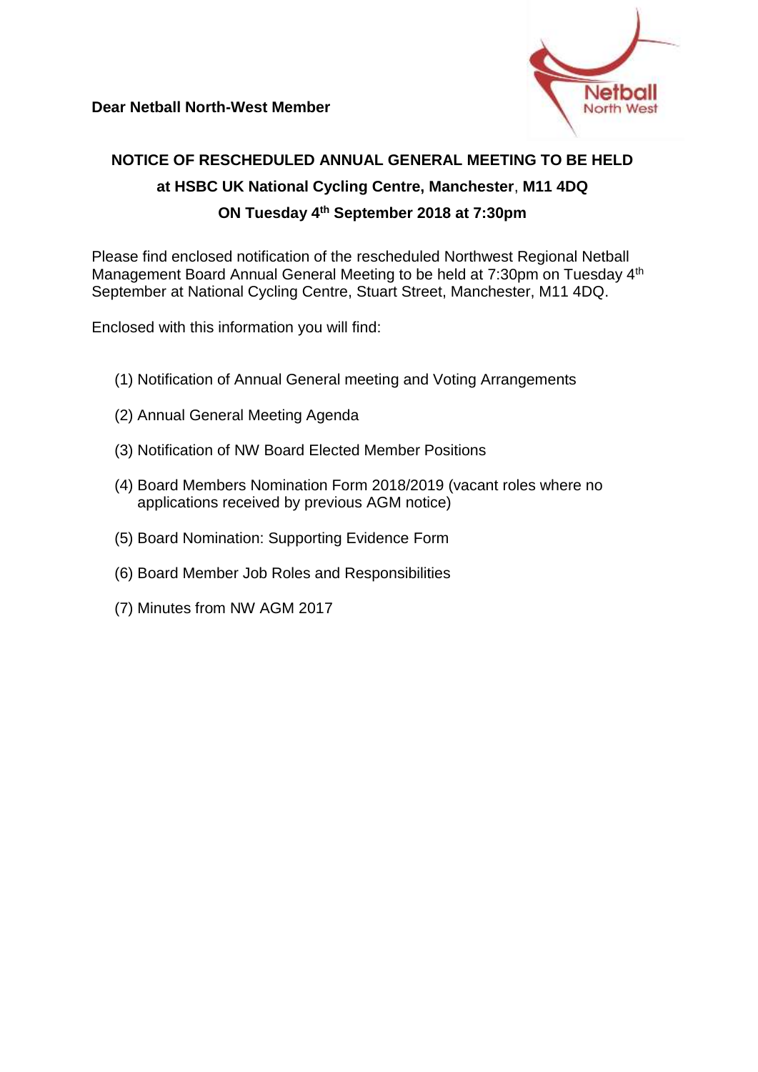**Dear Netball North-West Member**

**NOTICE OF RESCHEDULED ANNUAL GENERAL MEETING TO BE HELD at HSBC UK National Cycling Centre, Manchester, M11 4DQ ON Tuesday 4th September 2018 at 7:30pm**

Please find enclosed notification of the rescheduled Northwest Regional Netball Management Board Annual General Meeting to be held at 7:30pm on Tuesday 4th September at National Cycling Centre, Stuart Street, Manchester, M11 4DQ.

Enclosed with this information you will find:

(1) Notification of Annual General meeting and Voting Arrangements

(2) Annual General Meeting Agenda

(3) Notification of NW Board Elected Member Positions

(4) Board Members Nomination Form 2018/2019 (vacant roles where no applications received by previous AGM notice)

(5) Board Nomination: Supporting Evidence Form

(6) Board Member Job Roles and Responsibilities

(7) Minutes from NW AGM 2017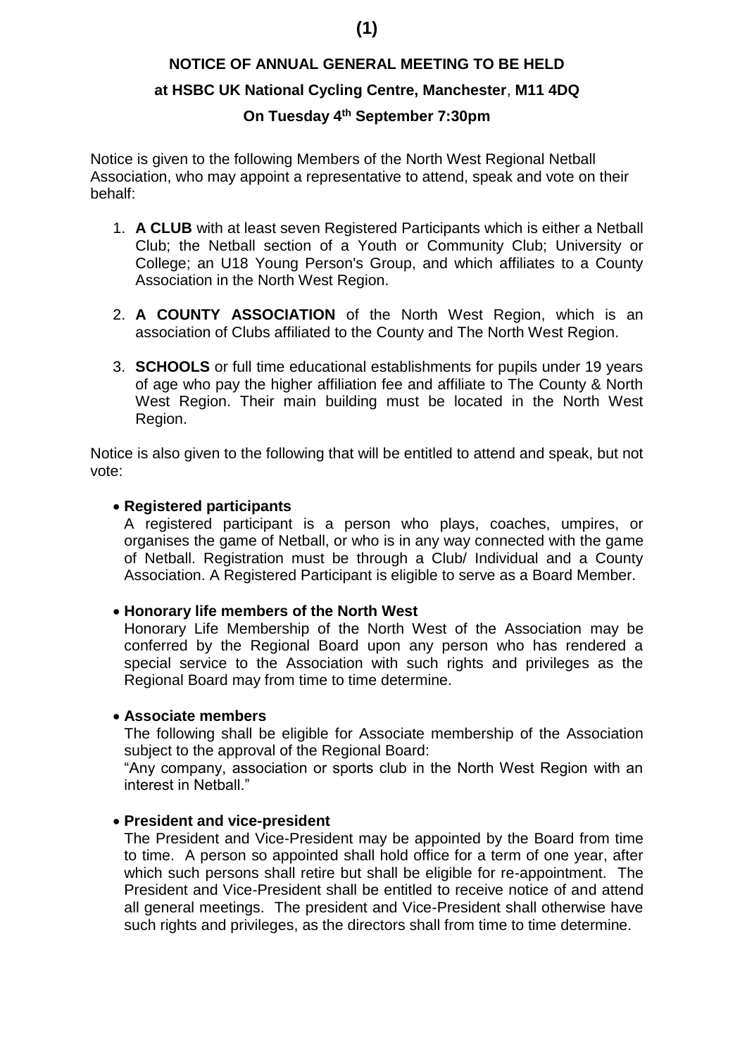**(1)**

**NOTICE OF ANNUAL GENERAL MEETING TO BE HELD**

**at HSBC UK National Cycling Centre, Manchester**, **M11 4DQ**

**On Tuesday 4th September 7:30pm**

Notice is given to the following Members of the North West Regional Netball Association, who may appoint a representative to attend, speak and vote on their behalf:

1. **A CLUB** with at least seven Registered Participants which is either a Netball Club; the Netball section of a Youth or Community Club; University or College; an U18 Young Person's Group, and which affiliates to a County Association in the North West Region.

2. **A COUNTY ASSOCIATION** of the North West Region, which is an association of Clubs affiliated to the County and The North West Region.

3. **SCHOOLS** or full time educational establishments for pupils under 19 years of age who pay the higher affiliation fee and affiliate to The County & North West Region. Their main building must be located in the North West Region.

Notice is also given to the following that will be entitled to attend and speak, but not vote:

- **Registered participants**
  A registered participant is a person who plays, coaches, umpires, or organises the game of Netball, or who is in any way connected with the game of Netball. Registration must be through a Club/ Individual and a County Association. A Registered Participant is eligible to serve as a Board Member.

- **Honorary life members of the North West**
  Honorary Life Membership of the North West of the Association may be conferred by the Regional Board upon any person who has rendered a special service to the Association with such rights and privileges as the Regional Board may from time to time determine.

- **Associate members**
  The following shall be eligible for Associate membership of the Association subject to the approval of the Regional Board:
  "Any company, association or sports club in the North West Region with an interest in Netball."

- **President and vice-president**
  The President and Vice-President may be appointed by the Board from time to time. A person so appointed shall hold office for a term of one year, after which such persons shall retire but shall be eligible for re-appointment. The President and Vice-President shall be entitled to receive notice of and attend all general meetings. The president and Vice-President shall otherwise have such rights and privileges, as the directors shall from time to time determine.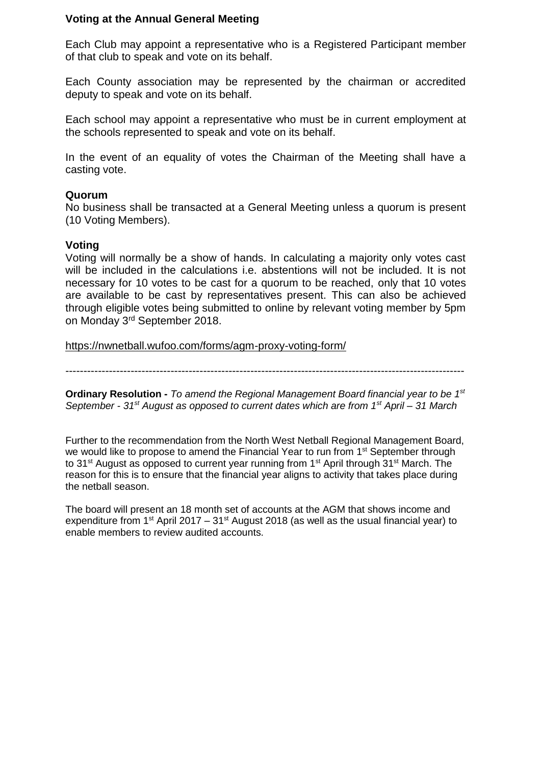### Voting at the Annual General Meeting

Each Club may appoint a representative who is a Registered Participant member of that club to speak and vote on its behalf.

Each County association may be represented by the chairman or accredited deputy to speak and vote on its behalf.

Each school may appoint a representative who must be in current employment at the schools represented to speak and vote on its behalf.

In the event of an equality of votes the Chairman of the Meeting shall have a casting vote.

**Quorum**

No business shall be transacted at a General Meeting unless a quorum is present (10 Voting Members).

**Voting**

Voting will normally be a show of hands. In calculating a majority only votes cast will be included in the calculations i.e. abstentions will not be included. It is not necessary for 10 votes to be cast for a quorum to be reached, only that 10 votes are available to be cast by representatives present. This can also be achieved through eligible votes being submitted to online by relevant voting member by 5pm on Monday 3rd September 2018.

https://nwnetball.wufoo.com/forms/agm-proxy-voting-form/

---

**Ordinary Resolution -** *To amend the Regional Management Board financial year to be 1st September - 31st August as opposed to current dates which are from 1st April – 31 March*

Further to the recommendation from the North West Netball Regional Management Board, we would like to propose to amend the Financial Year to run from 1st September through to 31st August as opposed to current year running from 1st April through 31st March. The reason for this is to ensure that the financial year aligns to activity that takes place during the netball season.

The board will present an 18 month set of accounts at the AGM that shows income and expenditure from 1st April 2017 – 31st August 2018 (as well as the usual financial year) to enable members to review audited accounts.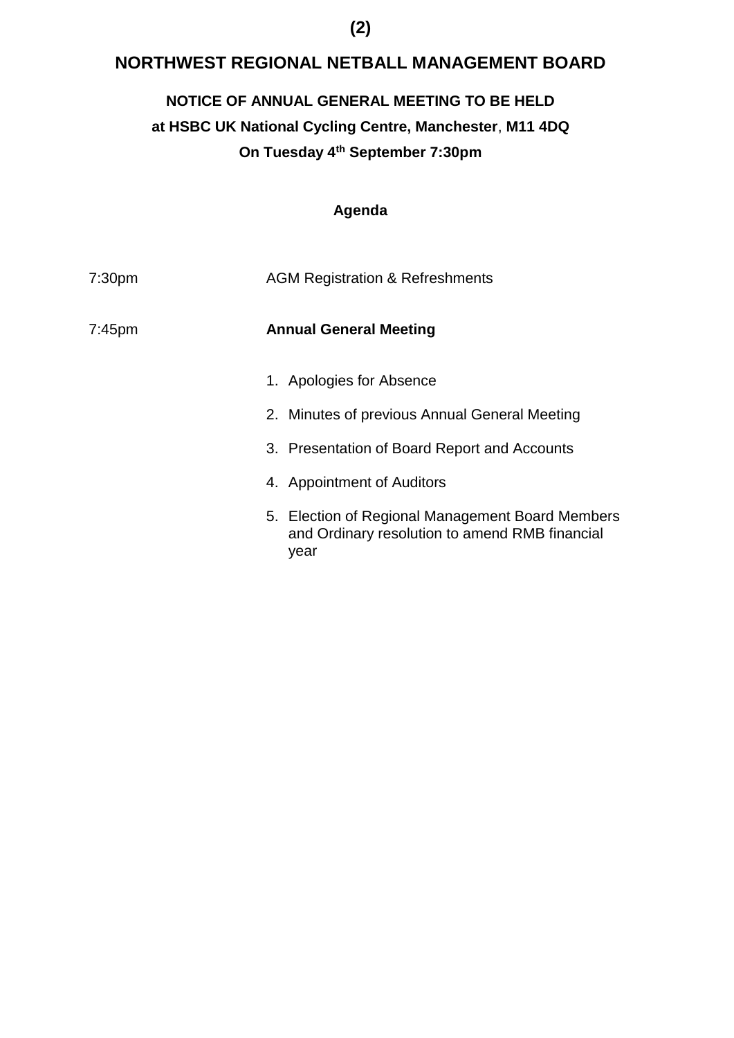**(2)**

# NORTHWEST REGIONAL NETBALL MANAGEMENT BOARD

## NOTICE OF ANNUAL GENERAL MEETING TO BE HELD

**at HSBC UK National Cycling Centre, Manchester, M11 4DQ**

**On Tuesday 4th September 7:30pm**

### Agenda

| | |
|---|---|
| 7:30pm | AGM Registration & Refreshments |
| 7:45pm | **Annual General Meeting** |

1. Apologies for Absence
2. Minutes of previous Annual General Meeting
3. Presentation of Board Report and Accounts
4. Appointment of Auditors
5. Election of Regional Management Board Members and Ordinary resolution to amend RMB financial year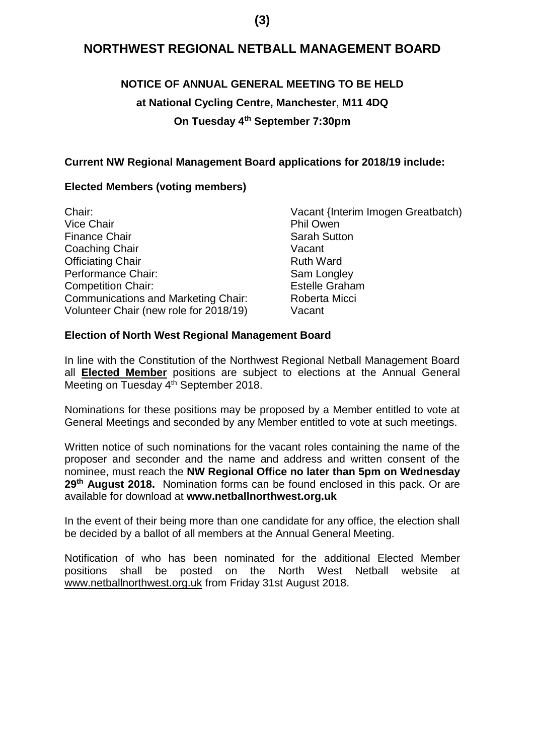(3)

# NORTHWEST REGIONAL NETBALL MANAGEMENT BOARD

## NOTICE OF ANNUAL GENERAL MEETING TO BE HELD

**at National Cycling Centre, Manchester, M11 4DQ**

**On Tuesday 4th September 7:30pm**

**Current NW Regional Management Board applications for 2018/19 include:**

**Elected Members (voting members)**

| | |
|---|---|
| Chair: | Vacant {Interim Imogen Greatbatch) |
| Vice Chair | Phil Owen |
| Finance Chair | Sarah Sutton |
| Coaching Chair | Vacant |
| Officiating Chair | Ruth Ward |
| Performance Chair: | Sam Longley |
| Competition Chair: | Estelle Graham |
| Communications and Marketing Chair: | Roberta Micci |
| Volunteer Chair (new role for 2018/19) | Vacant |

**Election of North West Regional Management Board**

In line with the Constitution of the Northwest Regional Netball Management Board all **Elected Member** positions are subject to elections at the Annual General Meeting on Tuesday 4th September 2018.

Nominations for these positions may be proposed by a Member entitled to vote at General Meetings and seconded by any Member entitled to vote at such meetings.

Written notice of such nominations for the vacant roles containing the name of the proposer and seconder and the name and address and written consent of the nominee, must reach the **NW Regional Office no later than 5pm on Wednesday 29th August 2018.** Nomination forms can be found enclosed in this pack. Or are available for download at **www.netballnorthwest.org.uk**

In the event of their being more than one candidate for any office, the election shall be decided by a ballot of all members at the Annual General Meeting.

Notification of who has been nominated for the additional Elected Member positions shall be posted on the North West Netball website at www.netballnorthwest.org.uk from Friday 31st August 2018.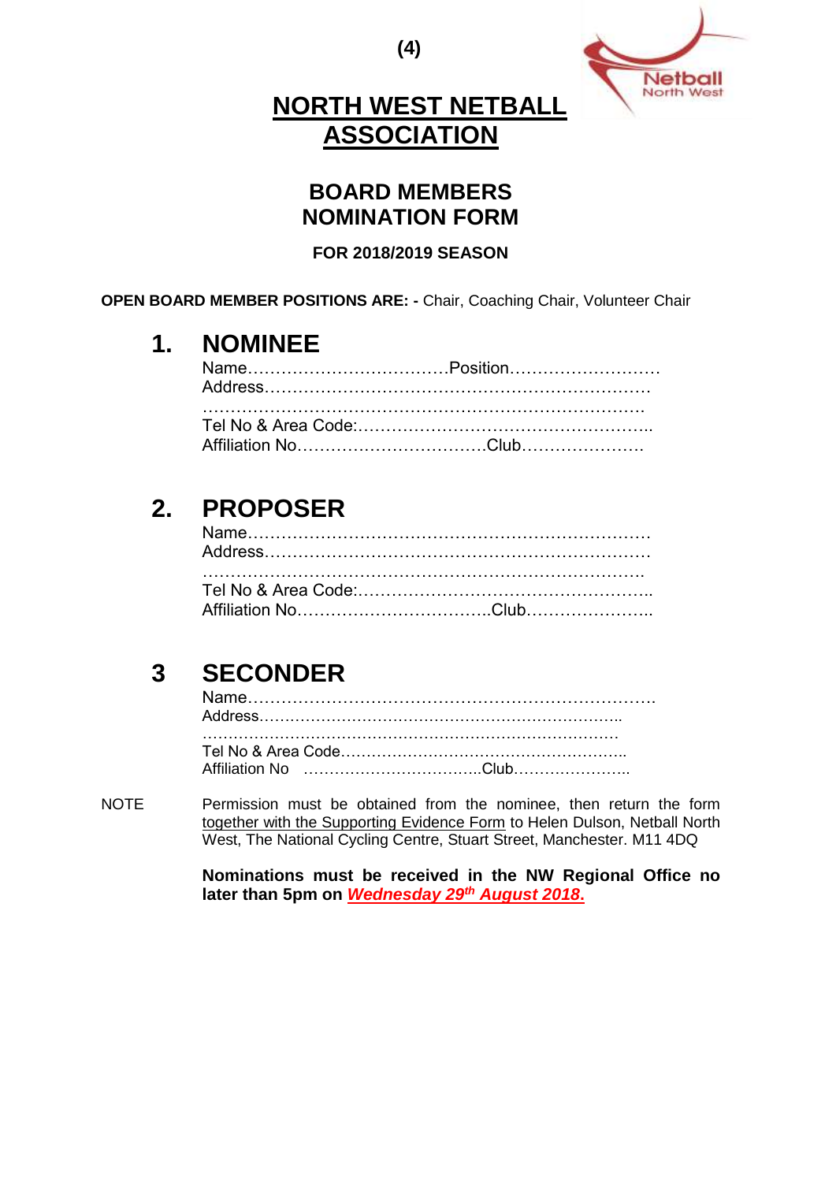(4)

# NORTH WEST NETBALL ASSOCIATION

## BOARD MEMBERS NOMINATION FORM

**FOR 2018/2019 SEASON**

**OPEN BOARD MEMBER POSITIONS ARE: -** Chair, Coaching Chair, Volunteer Chair

## 1. NOMINEE

Name………………………………Position………………………
Address……………………………………………………………
……………………………………………………………………
Tel No & Area Code:……………………………………………..
Affiliation No……………………………Club………………….

## 2. PROPOSER

Name………………………………………………………………
Address……………………………………………………………
……………………………………………………………………
Tel No & Area Code:……………………………………………..
Affiliation No……………………………..Club…………………..

## 3 SECONDER

Name……………………………………………………………….
Address…………………………………………………………..
……………………………………………………………………
Tel No & Area Code……………………………………………..
Affiliation No ……………………………..Club…………………..

NOTE Permission must be obtained from the nominee, then return the form together with the Supporting Evidence Form to Helen Dulson, Netball North West, The National Cycling Centre, Stuart Street, Manchester. M11 4DQ

**Nominations must be received in the NW Regional Office no later than 5pm on *Wednesday 29th August 2018.***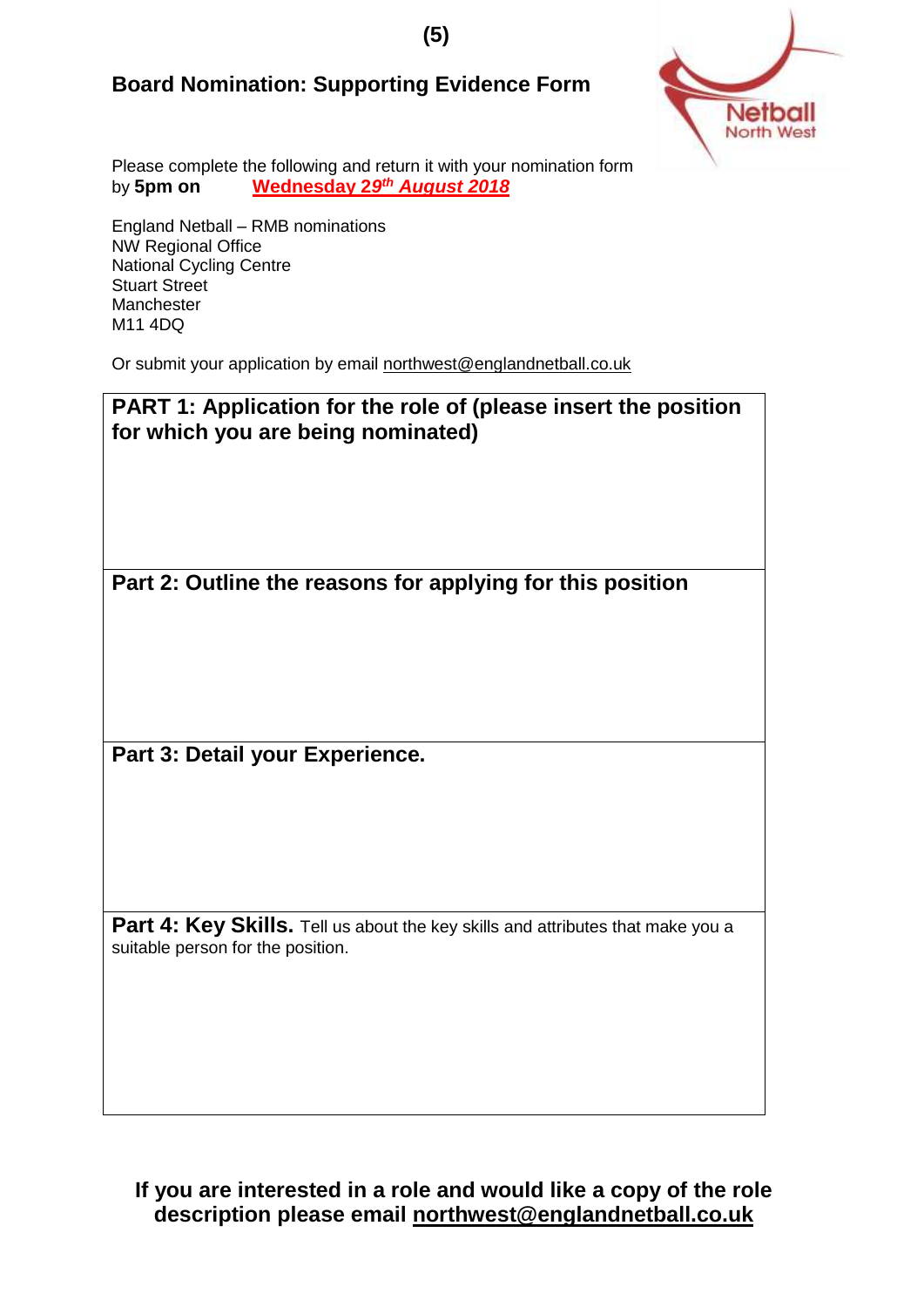**(5)**

## Board Nomination: Supporting Evidence Form

Please complete the following and return it with your nomination form by **5pm on** ***Wednesday 29th August 2018***

England Netball – RMB nominations
NW Regional Office
National Cycling Centre
Stuart Street
Manchester
M11 4DQ

Or submit your application by email northwest@englandnetball.co.uk

| **PART 1: Application for the role of (please insert the position for which you are being nominated)** |
|---|
| |
| **Part 2: Outline the reasons for applying for this position** |
| |
| **Part 3: Detail your Experience.** |
| |
| **Part 4: Key Skills.** Tell us about the key skills and attributes that make you a suitable person for the position. |
| |

**If you are interested in a role and would like a copy of the role description please email northwest@englandnetball.co.uk**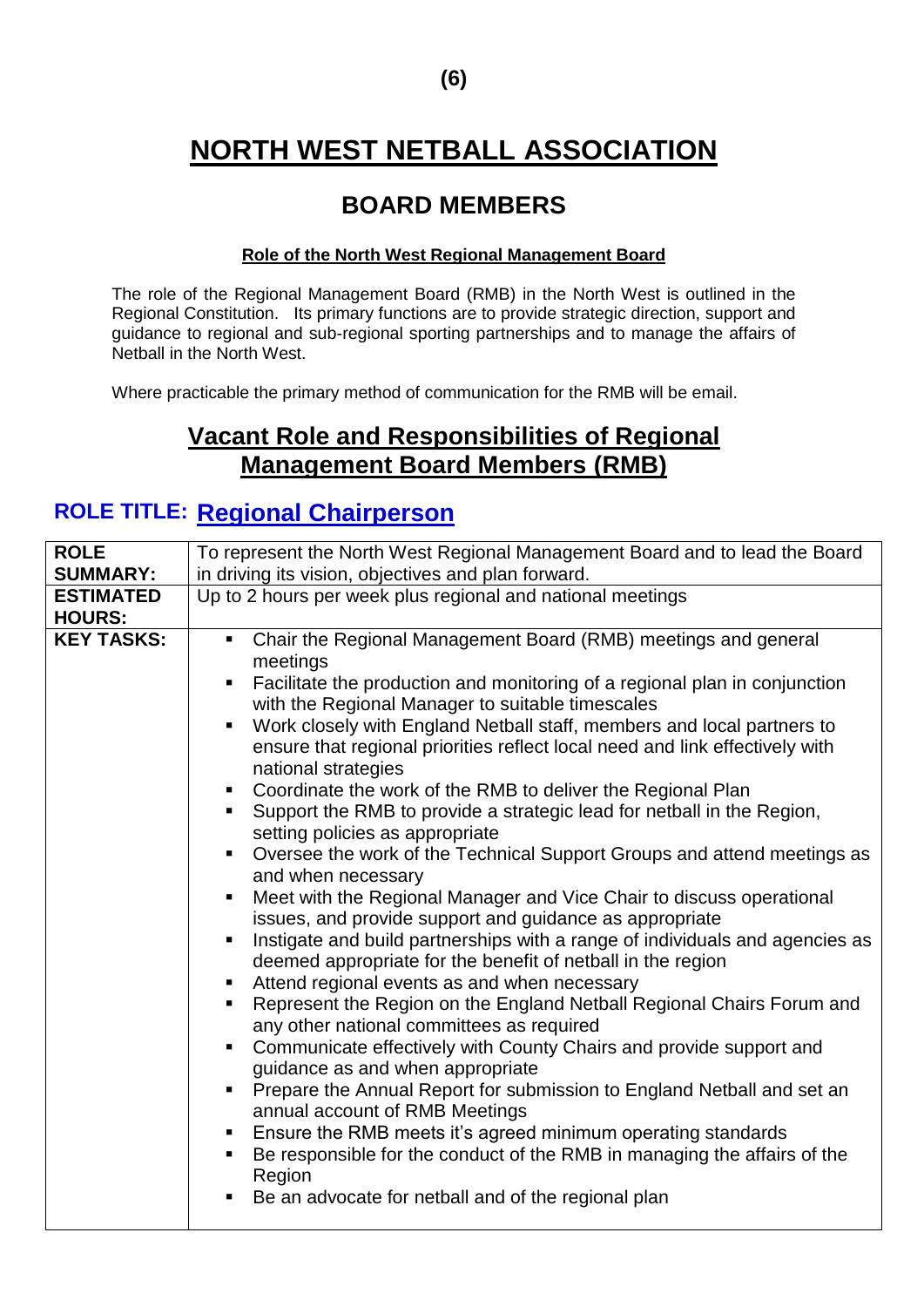# NORTH WEST NETBALL ASSOCIATION

## BOARD MEMBERS

**Role of the North West Regional Management Board**

The role of the Regional Management Board (RMB) in the North West is outlined in the Regional Constitution. Its primary functions are to provide strategic direction, support and guidance to regional and sub-regional sporting partnerships and to manage the affairs of Netball in the North West.

Where practicable the primary method of communication for the RMB will be email.

## Vacant Role and Responsibilities of Regional Management Board Members (RMB)

### ROLE TITLE: Regional Chairperson

| | |
|---|---|
| **ROLE SUMMARY:** | To represent the North West Regional Management Board and to lead the Board in driving its vision, objectives and plan forward. |
| **ESTIMATED HOURS:** | Up to 2 hours per week plus regional and national meetings |
| **KEY TASKS:** | ▪ Chair the Regional Management Board (RMB) meetings and general meetings<br>▪ Facilitate the production and monitoring of a regional plan in conjunction with the Regional Manager to suitable timescales<br>▪ Work closely with England Netball staff, members and local partners to ensure that regional priorities reflect local need and link effectively with national strategies<br>▪ Coordinate the work of the RMB to deliver the Regional Plan<br>▪ Support the RMB to provide a strategic lead for netball in the Region, setting policies as appropriate<br>▪ Oversee the work of the Technical Support Groups and attend meetings as and when necessary<br>▪ Meet with the Regional Manager and Vice Chair to discuss operational issues, and provide support and guidance as appropriate<br>▪ Instigate and build partnerships with a range of individuals and agencies as deemed appropriate for the benefit of netball in the region<br>▪ Attend regional events as and when necessary<br>▪ Represent the Region on the England Netball Regional Chairs Forum and any other national committees as required<br>▪ Communicate effectively with County Chairs and provide support and guidance as and when appropriate<br>▪ Prepare the Annual Report for submission to England Netball and set an annual account of RMB Meetings<br>▪ Ensure the RMB meets it's agreed minimum operating standards<br>▪ Be responsible for the conduct of the RMB in managing the affairs of the Region<br>▪ Be an advocate for netball and of the regional plan |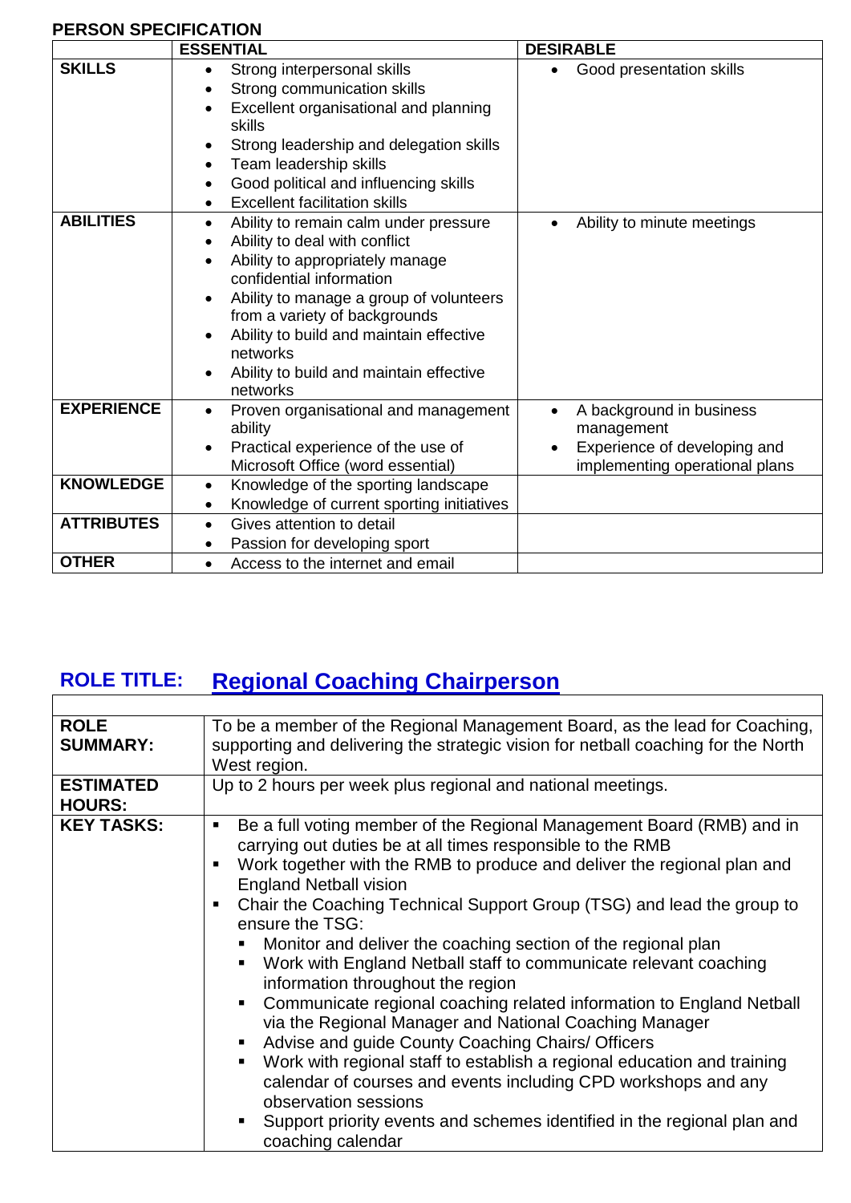**PERSON SPECIFICATION**

| | ESSENTIAL | DESIRABLE |
|---|---|---|
| **SKILLS** | • Strong interpersonal skills<br>• Strong communication skills<br>• Excellent organisational and planning skills<br>• Strong leadership and delegation skills<br>• Team leadership skills<br>• Good political and influencing skills<br>• Excellent facilitation skills | • Good presentation skills |
| **ABILITIES** | • Ability to remain calm under pressure<br>• Ability to deal with conflict<br>• Ability to appropriately manage confidential information<br>• Ability to manage a group of volunteers from a variety of backgrounds<br>• Ability to build and maintain effective networks<br>• Ability to build and maintain effective networks | • Ability to minute meetings |
| **EXPERIENCE** | • Proven organisational and management ability<br>• Practical experience of the use of Microsoft Office (word essential) | • A background in business management<br>• Experience of developing and implementing operational plans |
| **KNOWLEDGE** | • Knowledge of the sporting landscape<br>• Knowledge of current sporting initiatives | |
| **ATTRIBUTES** | • Gives attention to detail<br>• Passion for developing sport | |
| **OTHER** | • Access to the internet and email | |

## ROLE TITLE: Regional Coaching Chairperson

| | |
|---|---|
| **ROLE SUMMARY:** | To be a member of the Regional Management Board, as the lead for Coaching, supporting and delivering the strategic vision for netball coaching for the North West region. |
| **ESTIMATED HOURS:** | Up to 2 hours per week plus regional and national meetings. |
| **KEY TASKS:** | ▪ Be a full voting member of the Regional Management Board (RMB) and in carrying out duties be at all times responsible to the RMB<br>▪ Work together with the RMB to produce and deliver the regional plan and England Netball vision<br>▪ Chair the Coaching Technical Support Group (TSG) and lead the group to ensure the TSG:<br>&nbsp;&nbsp;▪ Monitor and deliver the coaching section of the regional plan<br>&nbsp;&nbsp;▪ Work with England Netball staff to communicate relevant coaching information throughout the region<br>&nbsp;&nbsp;▪ Communicate regional coaching related information to England Netball via the Regional Manager and National Coaching Manager<br>&nbsp;&nbsp;▪ Advise and guide County Coaching Chairs/ Officers<br>&nbsp;&nbsp;▪ Work with regional staff to establish a regional education and training calendar of courses and events including CPD workshops and any observation sessions<br>&nbsp;&nbsp;▪ Support priority events and schemes identified in the regional plan and coaching calendar |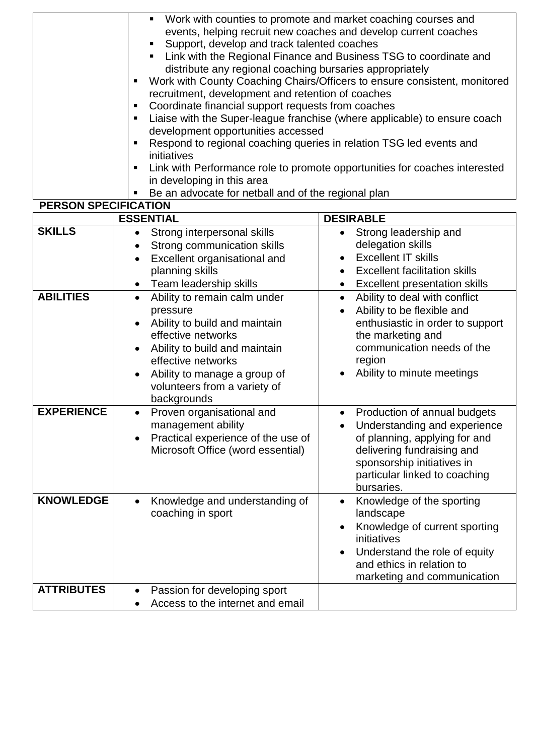| | |
|---|---|
| | ▪ Work with counties to promote and market coaching courses and events, helping recruit new coaches and develop current coaches<br>▪ Support, develop and track talented coaches<br>▪ Link with the Regional Finance and Business TSG to coordinate and distribute any regional coaching bursaries appropriately<br>▪ Work with County Coaching Chairs/Officers to ensure consistent, monitored recruitment, development and retention of coaches<br>▪ Coordinate financial support requests from coaches<br>▪ Liaise with the Super-league franchise (where applicable) to ensure coach development opportunities accessed<br>▪ Respond to regional coaching queries in relation TSG led events and initiatives<br>▪ Link with Performance role to promote opportunities for coaches interested in developing in this area<br>▪ Be an advocate for netball and of the regional plan |

**PERSON SPECIFICATION**

| | ESSENTIAL | DESIRABLE |
|---|---|---|
| **SKILLS** | • Strong interpersonal skills<br>• Strong communication skills<br>• Excellent organisational and planning skills<br>• Team leadership skills | • Strong leadership and delegation skills<br>• Excellent IT skills<br>• Excellent facilitation skills<br>• Excellent presentation skills |
| **ABILITIES** | • Ability to remain calm under pressure<br>• Ability to build and maintain effective networks<br>• Ability to build and maintain effective networks<br>• Ability to manage a group of volunteers from a variety of backgrounds | • Ability to deal with conflict<br>• Ability to be flexible and enthusiastic in order to support the marketing and communication needs of the region<br>• Ability to minute meetings |
| **EXPERIENCE** | • Proven organisational and management ability<br>• Practical experience of the use of Microsoft Office (word essential) | • Production of annual budgets<br>• Understanding and experience of planning, applying for and delivering fundraising and sponsorship initiatives in particular linked to coaching bursaries. |
| **KNOWLEDGE** | • Knowledge and understanding of coaching in sport | • Knowledge of the sporting landscape<br>• Knowledge of current sporting initiatives<br>• Understand the role of equity and ethics in relation to marketing and communication |
| **ATTRIBUTES** | • Passion for developing sport<br>• Access to the internet and email | |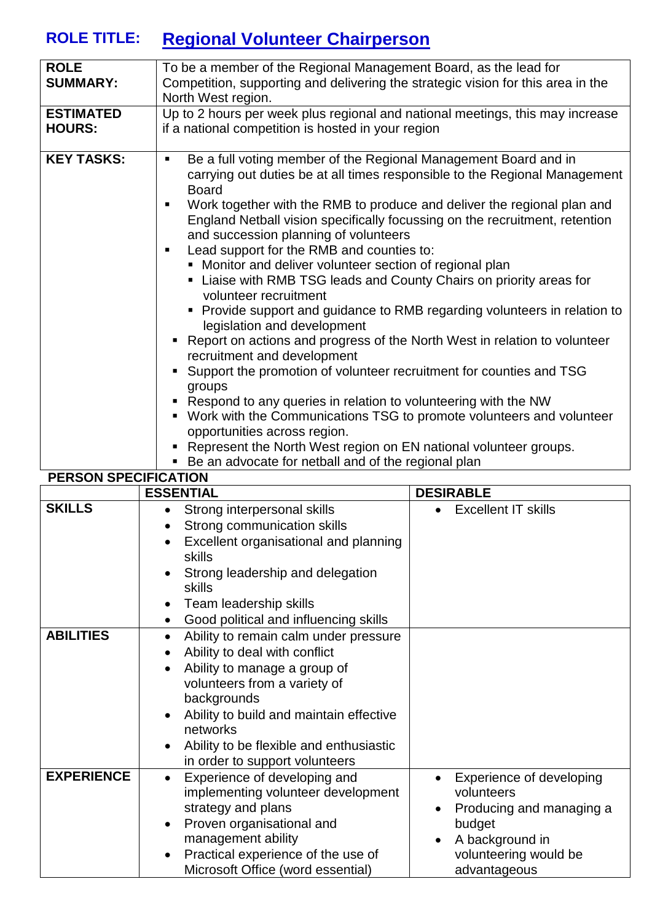## ROLE TITLE: Regional Volunteer Chairperson

| | |
|---|---|
| **ROLE SUMMARY:** | To be a member of the Regional Management Board, as the lead for Competition, supporting and delivering the strategic vision for this area in the North West region. |
| **ESTIMATED HOURS:** | Up to 2 hours per week plus regional and national meetings, this may increase if a national competition is hosted in your region |
| **KEY TASKS:** | ▪ Be a full voting member of the Regional Management Board and in carrying out duties be at all times responsible to the Regional Management Board<br>▪ Work together with the RMB to produce and deliver the regional plan and England Netball vision specifically focussing on the recruitment, retention and succession planning of volunteers<br>▪ Lead support for the RMB and counties to:<br>&nbsp;&nbsp;▪ Monitor and deliver volunteer section of regional plan<br>&nbsp;&nbsp;▪ Liaise with RMB TSG leads and County Chairs on priority areas for volunteer recruitment<br>&nbsp;&nbsp;▪ Provide support and guidance to RMB regarding volunteers in relation to legislation and development<br>▪ Report on actions and progress of the North West in relation to volunteer recruitment and development<br>▪ Support the promotion of volunteer recruitment for counties and TSG groups<br>▪ Respond to any queries in relation to volunteering with the NW<br>▪ Work with the Communications TSG to promote volunteers and volunteer opportunities across region.<br>▪ Represent the North West region on EN national volunteer groups.<br>▪ Be an advocate for netball and of the regional plan |

**PERSON SPECIFICATION**

| | ESSENTIAL | DESIRABLE |
|---|---|---|
| **SKILLS** | • Strong interpersonal skills<br>• Strong communication skills<br>• Excellent organisational and planning skills<br>• Strong leadership and delegation skills<br>• Team leadership skills<br>• Good political and influencing skills | • Excellent IT skills |
| **ABILITIES** | • Ability to remain calm under pressure<br>• Ability to deal with conflict<br>• Ability to manage a group of volunteers from a variety of backgrounds<br>• Ability to build and maintain effective networks<br>• Ability to be flexible and enthusiastic in order to support volunteers | |
| **EXPERIENCE** | • Experience of developing and implementing volunteer development strategy and plans<br>• Proven organisational and management ability<br>• Practical experience of the use of Microsoft Office (word essential) | • Experience of developing volunteers<br>• Producing and managing a budget<br>• A background in volunteering would be advantageous |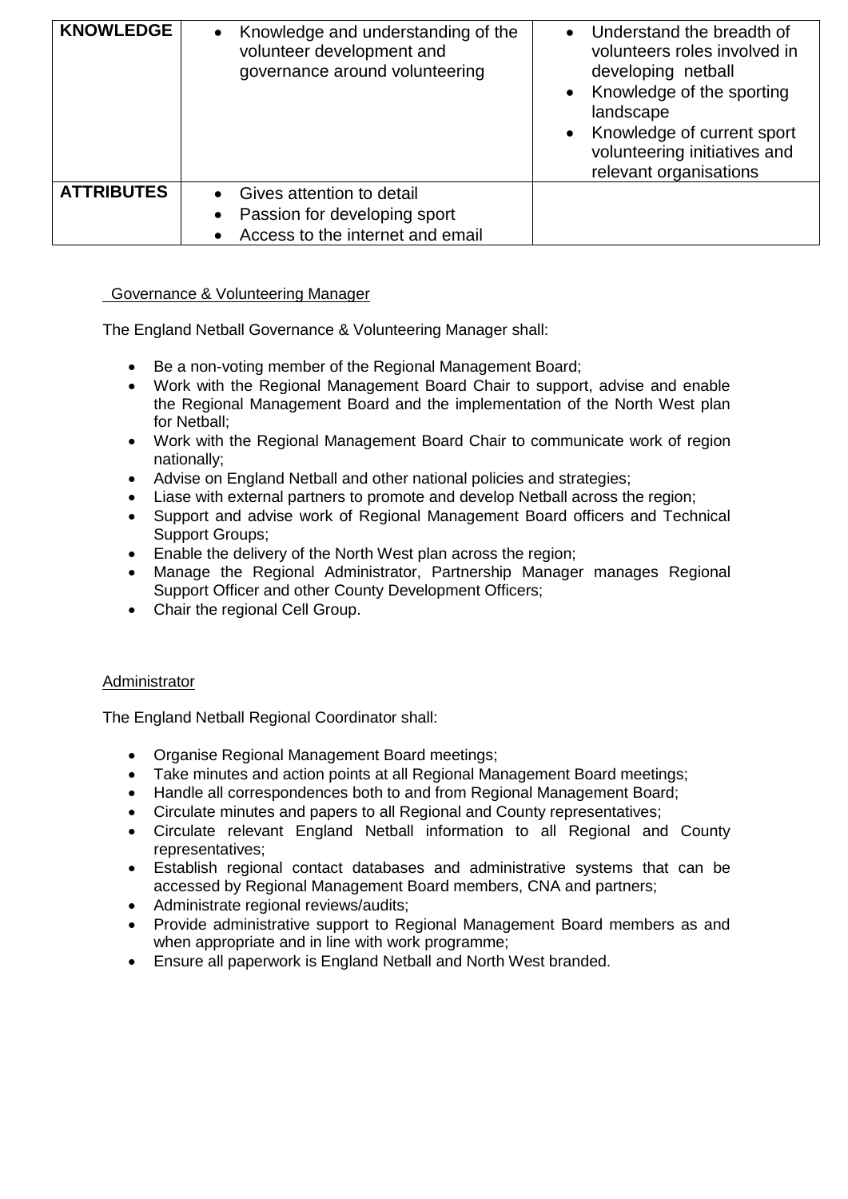| KNOWLEDGE | • Knowledge and understanding of the volunteer development and governance around volunteering | • Understand the breadth of volunteers roles involved in developing netball<br>• Knowledge of the sporting landscape<br>• Knowledge of current sport volunteering initiatives and relevant organisations |
|---|---|---|
| ATTRIBUTES | • Gives attention to detail<br>• Passion for developing sport<br>• Access to the internet and email | |

Governance & Volunteering Manager

The England Netball Governance & Volunteering Manager shall:

- Be a non-voting member of the Regional Management Board;
- Work with the Regional Management Board Chair to support, advise and enable the Regional Management Board and the implementation of the North West plan for Netball;
- Work with the Regional Management Board Chair to communicate work of region nationally;
- Advise on England Netball and other national policies and strategies;
- Liase with external partners to promote and develop Netball across the region;
- Support and advise work of Regional Management Board officers and Technical Support Groups;
- Enable the delivery of the North West plan across the region;
- Manage the Regional Administrator, Partnership Manager manages Regional Support Officer and other County Development Officers;
- Chair the regional Cell Group.

Administrator

The England Netball Regional Coordinator shall:

- Organise Regional Management Board meetings;
- Take minutes and action points at all Regional Management Board meetings;
- Handle all correspondences both to and from Regional Management Board;
- Circulate minutes and papers to all Regional and County representatives;
- Circulate relevant England Netball information to all Regional and County representatives;
- Establish regional contact databases and administrative systems that can be accessed by Regional Management Board members, CNA and partners;
- Administrate regional reviews/audits;
- Provide administrative support to Regional Management Board members as and when appropriate and in line with work programme;
- Ensure all paperwork is England Netball and North West branded.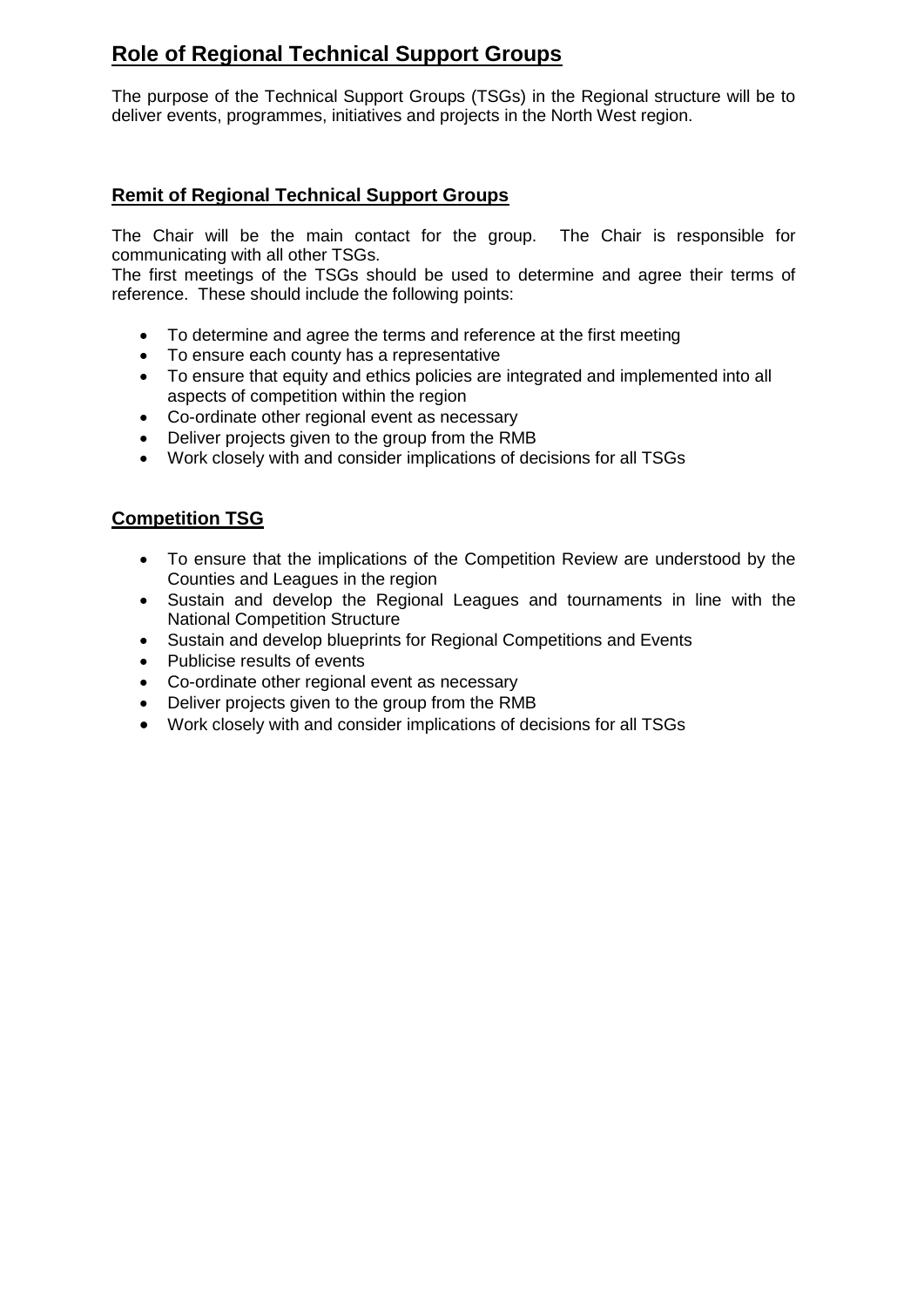## Role of Regional Technical Support Groups

The purpose of the Technical Support Groups (TSGs) in the Regional structure will be to deliver events, programmes, initiatives and projects in the North West region.

### Remit of Regional Technical Support Groups

The Chair will be the main contact for the group. The Chair is responsible for communicating with all other TSGs.
The first meetings of the TSGs should be used to determine and agree their terms of reference. These should include the following points:

- To determine and agree the terms and reference at the first meeting
- To ensure each county has a representative
- To ensure that equity and ethics policies are integrated and implemented into all aspects of competition within the region
- Co-ordinate other regional event as necessary
- Deliver projects given to the group from the RMB
- Work closely with and consider implications of decisions for all TSGs

### Competition TSG

- To ensure that the implications of the Competition Review are understood by the Counties and Leagues in the region
- Sustain and develop the Regional Leagues and tournaments in line with the National Competition Structure
- Sustain and develop blueprints for Regional Competitions and Events
- Publicise results of events
- Co-ordinate other regional event as necessary
- Deliver projects given to the group from the RMB
- Work closely with and consider implications of decisions for all TSGs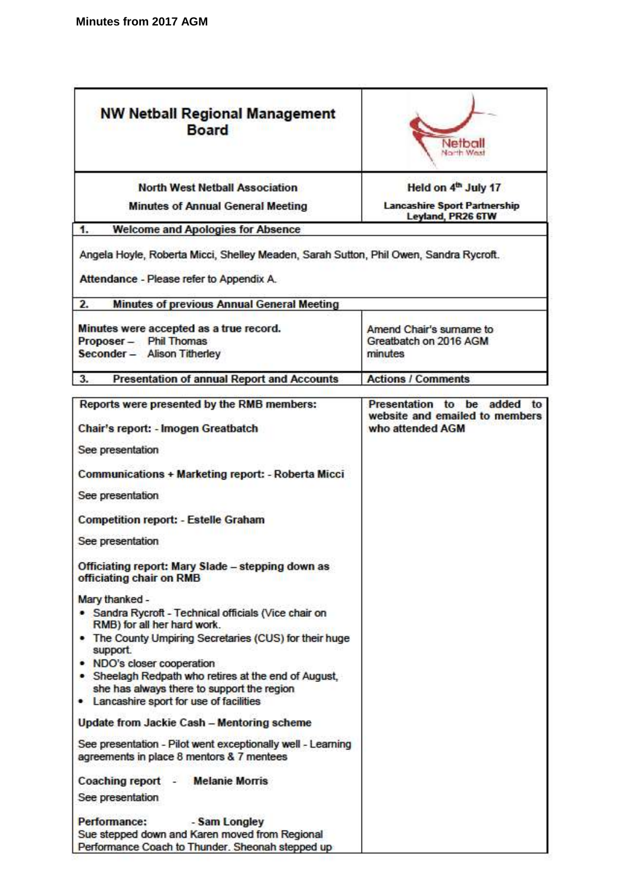**Minutes from 2017 AGM**

| NW Netball Regional Management Board | Netball North West |
|---|---|
| **North West Netball Association**<br>**Minutes of Annual General Meeting** | **Held on 4th July 17**<br>**Lancashire Sport Partnership Leyland, PR26 6TW** |

**1. Welcome and Apologies for Absence**

Angela Hoyle, Roberta Micci, Shelley Meaden, Sarah Sutton, Phil Owen, Sandra Rycroft.

Attendance - Please refer to Appendix A.

**2. Minutes of previous Annual General Meeting**

| | |
|---|---|
| **Minutes were accepted as a true record.**<br>**Proposer** – Phil Thomas<br>**Seconder** – Alison Titherley | Amend Chair's surname to Greatbatch on 2016 AGM minutes |

| 3. Presentation of annual Report and Accounts | Actions / Comments |
|---|---|

**Reports were presented by the RMB members:**

**Presentation to be added to website and emailed to members who attended AGM**

**Chair's report: - Imogen Greatbatch**

See presentation

**Communications + Marketing report: - Roberta Micci**

See presentation

**Competition report: - Estelle Graham**

See presentation

**Officiating report: Mary Slade – stepping down as officiating chair on RMB**

Mary thanked -

- Sandra Rycroft - Technical officials (Vice chair on RMB) for all her hard work.
- The County Umpiring Secretaries (CUS) for their huge support.
- NDO's closer cooperation
- Sheelagh Redpath who retires at the end of August, she has always there to support the region
- Lancashire sport for use of facilities

**Update from Jackie Cash – Mentoring scheme**

See presentation - Pilot went exceptionally well - Learning agreements in place 8 mentors & 7 mentees

**Coaching report - Melanie Morris**

See presentation

**Performance: - Sam Longley**

Sue stepped down and Karen moved from Regional Performance Coach to Thunder. Sheonah stepped up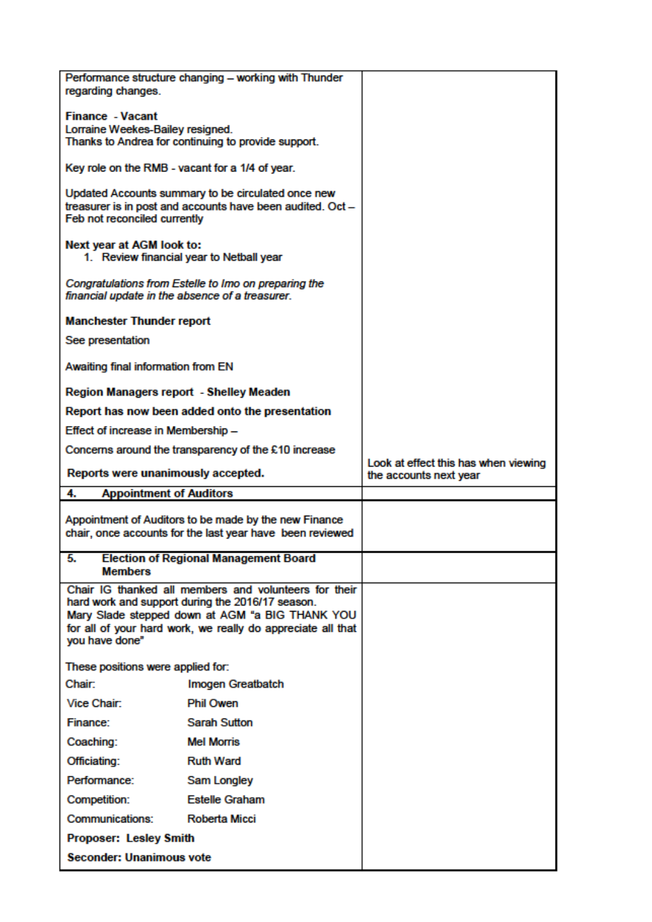| | |
|---|---|
| Performance structure changing – working with Thunder regarding changes.<br><br>**Finance - Vacant**<br>Lorraine Weekes-Bailey resigned.<br>Thanks to Andrea for continuing to provide support.<br><br>Key role on the RMB - vacant for a 1/4 of year.<br><br>Updated Accounts summary to be circulated once new treasurer is in post and accounts have been audited. Oct – Feb not reconciled currently<br><br>**Next year at AGM look to:**<br>1. Review financial year to Netball year<br><br>*Congratulations from Estelle to Imo on preparing the financial update in the absence of a treasurer.*<br><br>**Manchester Thunder report**<br>See presentation<br><br>Awaiting final information from EN<br><br>**Region Managers report - Shelley Meaden**<br>**Report has now been added onto the presentation**<br>Effect of increase in Membership –<br>Concerns around the transparency of the £10 increase<br><br>**Reports were unanimously accepted.** | Look at effect this has when viewing the accounts next year |
| **4. Appointment of Auditors** | |
| Appointment of Auditors to be made by the new Finance chair, once accounts for the last year have been reviewed | |
| **5. Election of Regional Management Board Members** | |
| Chair IG thanked all members and volunteers for their hard work and support during the 2016/17 season.<br>Mary Slade stepped down at AGM "a BIG THANK YOU for all of your hard work, we really do appreciate all that you have done"<br><br>These positions were applied for:<br>Chair: Imogen Greatbatch<br>Vice Chair: Phil Owen<br>Finance: Sarah Sutton<br>Coaching: Mel Morris<br>Officiating: Ruth Ward<br>Performance: Sam Longley<br>Competition: Estelle Graham<br>Communications: Roberta Micci<br>**Proposer: Lesley Smith**<br>**Seconder: Unanimous vote** | |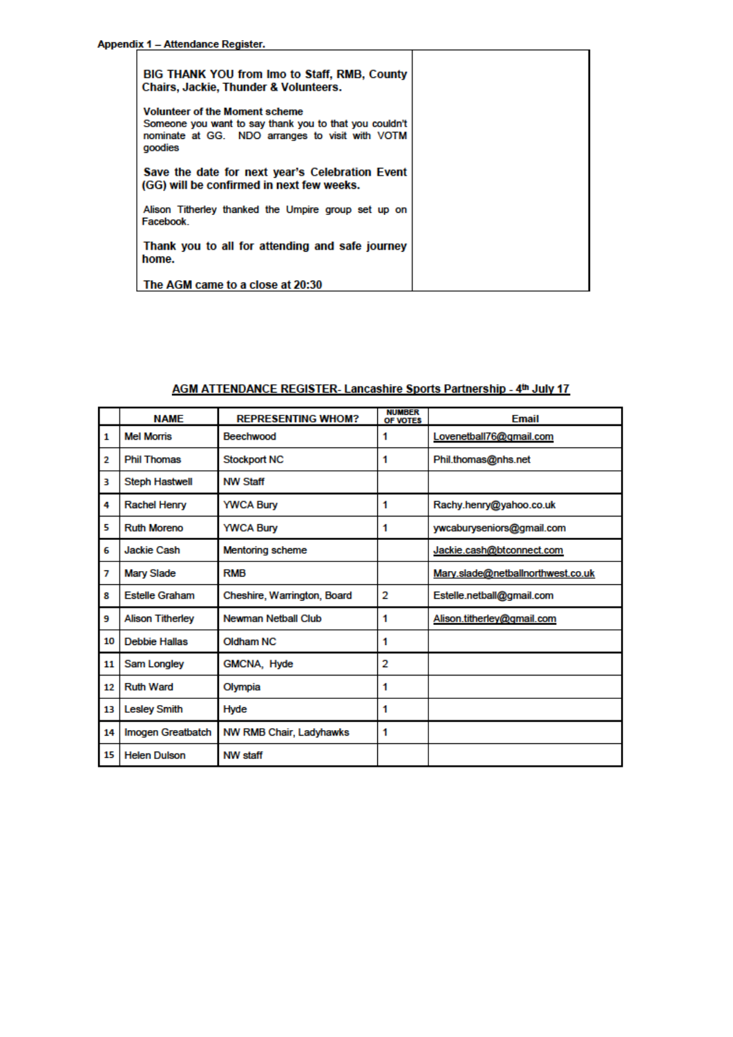**Appendix 1 – Attendance Register.**

| | |
|---|---|
| **BIG THANK YOU from Imo to Staff, RMB, County Chairs, Jackie, Thunder & Volunteers.**<br><br>**Volunteer of the Moment scheme**<br>Someone you want to say thank you to that you couldn't nominate at GG. NDO arranges to visit with VOTM goodies<br><br>**Save the date for next year's Celebration Event (GG) will be confirmed in next few weeks.**<br><br>Alison Titherley thanked the Umpire group set up on Facebook.<br><br>**Thank you to all for attending and safe journey home.**<br><br>**The AGM came to a close at 20:30** | |

## AGM ATTENDANCE REGISTER- Lancashire Sports Partnership - 4th July 17

| | NAME | REPRESENTING WHOM? | NUMBER OF VOTES | Email |
|---|---|---|---|---|
| 1 | Mel Morris | Beechwood | 1 | Lovenetball76@gmail.com |
| 2 | Phil Thomas | Stockport NC | 1 | Phil.thomas@nhs.net |
| 3 | Steph Hastwell | NW Staff | | |
| 4 | Rachel Henry | YWCA Bury | 1 | Rachy.henry@yahoo.co.uk |
| 5 | Ruth Moreno | YWCA Bury | 1 | ywcaburyseniors@gmail.com |
| 6 | Jackie Cash | Mentoring scheme | | Jackie.cash@btconnect.com |
| 7 | Mary Slade | RMB | | Mary.slade@netballnorthwest.co.uk |
| 8 | Estelle Graham | Cheshire, Warrington, Board | 2 | Estelle.netball@gmail.com |
| 9 | Alison Titherley | Newman Netball Club | 1 | Alison.titherley@gmail.com |
| 10 | Debbie Hallas | Oldham NC | 1 | |
| 11 | Sam Longley | GMCNA, Hyde | 2 | |
| 12 | Ruth Ward | Olympia | 1 | |
| 13 | Lesley Smith | Hyde | 1 | |
| 14 | Imogen Greatbatch | NW RMB Chair, Ladyhawks | 1 | |
| 15 | Helen Dulson | NW staff | | |